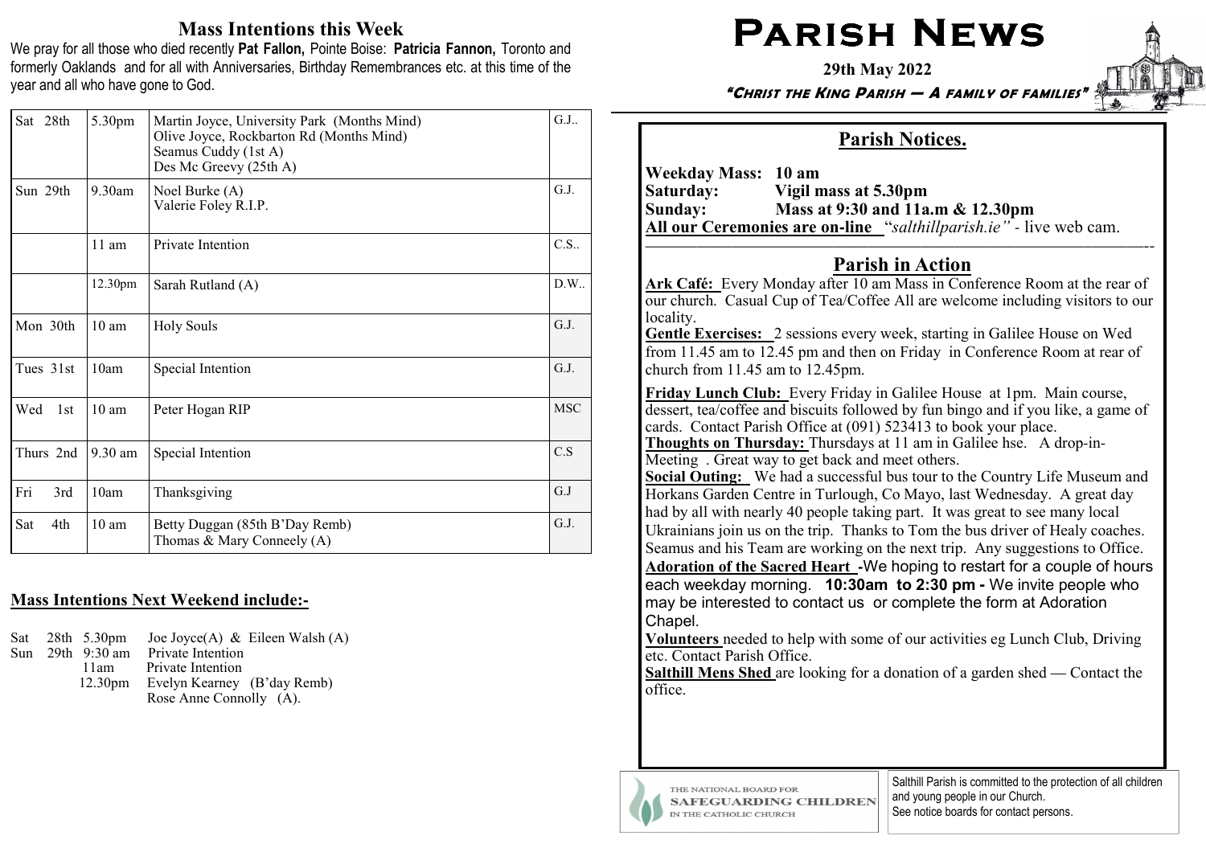## Mass Intentions this Week

We pray for all those who died recently **Pat Fallon,** Pointe Boise: **Patricia Fannon,** Toronto and formerly Oaklands and for all with Anniversaries, Birthday Remembrances etc. at this time of the year and all who have gone to God.

| Day | Time | Intention | Celebrant |
|---|---|---|---|
| Sat 28th | 5.30pm | Martin Joyce, University Park (Months Mind)<br>Olive Joyce, Rockbarton Rd (Months Mind)<br>Seamus Cuddy (1st A)<br>Des Mc Greevy (25th A) | G.J.. |
| Sun 29th | 9.30am | Noel Burke (A)<br>Valerie Foley R.I.P. | G.J. |
| | 11 am | Private Intention | C.S.. |
| | 12.30pm | Sarah Rutland (A) | D.W.. |
| Mon 30th | 10 am | Holy Souls | G.J. |
| Tues 31st | 10am | Special Intention | G.J. |
| Wed 1st | 10 am | Peter Hogan RIP | MSC |
| Thurs 2nd | 9.30 am | Special Intention | C.S |
| Fri 3rd | 10am | Thanksgiving | G.J |
| Sat 4th | 10 am | Betty Duggan (85th B'Day Remb)<br>Thomas & Mary Conneely (A) | G.J. |

### Mass Intentions Next Weekend include:-

Sat 28th 5.30pm Joe Joyce(A) & Eileen Walsh (A)
Sun 29th 9:30 am Private Intention
11am Private Intention
12.30pm Evelyn Kearney (B'day Remb)
Rose Anne Connolly (A).

# Parish News

**29th May 2022**

***"Christ the King Parish — A family of families"***

## Parish Notices.

**Weekday Mass: 10 am**
**Saturday: Vigil mass at 5.30pm**
**Sunday: Mass at 9:30 and 11a.m & 12.30pm**
**All our Ceremonies are on-line** "*salthillparish.ie*" - live web cam.

## Parish in Action

**Ark Café:** Every Monday after 10 am Mass in Conference Room at the rear of our church. Casual Cup of Tea/Coffee All are welcome including visitors to our locality.

**Gentle Exercises:** 2 sessions every week, starting in Galilee House on Wed from 11.45 am to 12.45 pm and then on Friday in Conference Room at rear of church from 11.45 am to 12.45pm.

**Friday Lunch Club:** Every Friday in Galilee House at 1pm. Main course, dessert, tea/coffee and biscuits followed by fun bingo and if you like, a game of cards. Contact Parish Office at (091) 523413 to book your place.

**Thoughts on Thursday:** Thursdays at 11 am in Galilee hse. A drop-in-Meeting . Great way to get back and meet others.

**Social Outing:** We had a successful bus tour to the Country Life Museum and Horkans Garden Centre in Turlough, Co Mayo, last Wednesday. A great day had by all with nearly 40 people taking part. It was great to see many local Ukrainians join us on the trip. Thanks to Tom the bus driver of Healy coaches. Seamus and his Team are working on the next trip. Any suggestions to Office.

**Adoration of the Sacred Heart** -We hoping to restart for a couple of hours each weekday morning. **10:30am to 2:30 pm -** We invite people who may be interested to contact us or complete the form at Adoration Chapel.

**Volunteers** needed to help with some of our activities eg Lunch Club, Driving etc. Contact Parish Office.

**Salthill Mens Shed** are looking for a donation of a garden shed — Contact the office.

THE NATIONAL BOARD FOR SAFEGUARDING CHILDREN IN THE CATHOLIC CHURCH

Salthill Parish is committed to the protection of all children and young people in our Church. See notice boards for contact persons.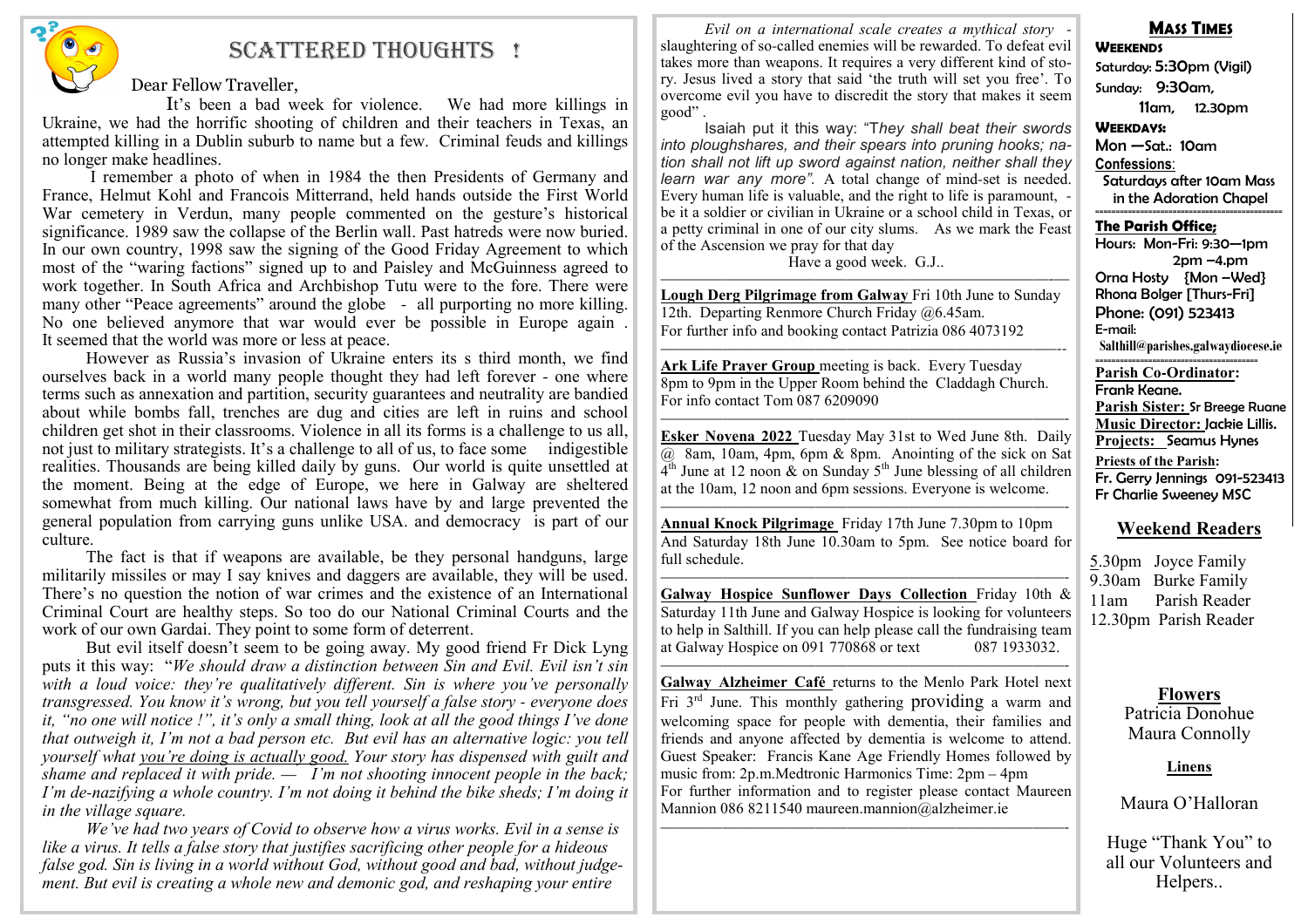# SCATTERED THOUGHTS !

Dear Fellow Traveller,

It's been a bad week for violence. We had more killings in Ukraine, we had the horrific shooting of children and their teachers in Texas, an attempted killing in a Dublin suburb to name but a few. Criminal feuds and killings no longer make headlines.

I remember a photo of when in 1984 the then Presidents of Germany and France, Helmut Kohl and Francois Mitterrand, held hands outside the First World War cemetery in Verdun, many people commented on the gesture's historical significance. 1989 saw the collapse of the Berlin wall. Past hatreds were now buried. In our own country, 1998 saw the signing of the Good Friday Agreement to which most of the "waring factions" signed up to and Paisley and McGuinness agreed to work together. In South Africa and Archbishop Tutu were to the fore. There were many other "Peace agreements" around the globe - all purporting no more killing. No one believed anymore that war would ever be possible in Europe again . It seemed that the world was more or less at peace.

However as Russia's invasion of Ukraine enters its s third month, we find ourselves back in a world many people thought they had left forever - one where terms such as annexation and partition, security guarantees and neutrality are bandied about while bombs fall, trenches are dug and cities are left in ruins and school children get shot in their classrooms. Violence in all its forms is a challenge to us all, not just to military strategists. It's a challenge to all of us, to face some indigestible realities. Thousands are being killed daily by guns. Our world is quite unsettled at the moment. Being at the edge of Europe, we here in Galway are sheltered somewhat from much killing. Our national laws have by and large prevented the general population from carrying guns unlike USA. and democracy is part of our culture.

The fact is that if weapons are available, be they personal handguns, large militarily missiles or may I say knives and daggers are available, they will be used. There's no question the notion of war crimes and the existence of an International Criminal Court are healthy steps. So too do our National Criminal Courts and the work of our own Gardai. They point to some form of deterrent.

But evil itself doesn't seem to be going away. My good friend Fr Dick Lyng puts it this way: "*We should draw a distinction between Sin and Evil. Evil isn't sin with a loud voice: they're qualitatively different. Sin is where you've personally transgressed. You know it's wrong, but you tell yourself a false story - everyone does it, "no one will notice !", it's only a small thing, look at all the good things I've done that outweigh it, I'm not a bad person etc. But evil has an alternative logic: you tell yourself what you're doing is actually good. Your story has dispensed with guilt and shame and replaced it with pride. — I'm not shooting innocent people in the back; I'm de-nazifying a whole country. I'm not doing it behind the bike sheds; I'm doing it in the village square.*

*We've had two years of Covid to observe how a virus works. Evil in a sense is like a virus. It tells a false story that justifies sacrificing other people for a hideous false god. Sin is living in a world without God, without good and bad, without judgement. But evil is creating a whole new and demonic god, and reshaping your entire*

*Evil on a international scale creates a mythical story* - slaughtering of so-called enemies will be rewarded. To defeat evil takes more than weapons. It requires a very different kind of story. Jesus lived a story that said 'the truth will set you free'. To overcome evil you have to discredit the story that makes it seem good" .

Isaiah put it this way: "*They shall beat their swords into ploughshares, and their spears into pruning hooks; nation shall not lift up sword against nation, neither shall they learn war any more".* A total change of mind-set is needed. Every human life is valuable, and the right to life is paramount, - be it a soldier or civilian in Ukraine or a school child in Texas, or a petty criminal in one of our city slums. As we mark the Feast of the Ascension we pray for that day

Have a good week. G.J..

---

**Lough Derg Pilgrimage from Galway** Fri 10th June to Sunday 12th. Departing Renmore Church Friday @6.45am. For further info and booking contact Patrizia 086 4073192

---

**Ark Life Prayer Group** meeting is back. Every Tuesday 8pm to 9pm in the Upper Room behind the Claddagh Church. For info contact Tom 087 6209090

---

**Esker Novena 2022** Tuesday May 31st to Wed June 8th. Daily @ 8am, 10am, 4pm, 6pm & 8pm. Anointing of the sick on Sat 4th June at 12 noon & on Sunday 5th June blessing of all children at the 10am, 12 noon and 6pm sessions. Everyone is welcome.

---

**Annual Knock Pilgrimage** Friday 17th June 7.30pm to 10pm And Saturday 18th June 10.30am to 5pm. See notice board for full schedule.

---

**Galway Hospice Sunflower Days Collection** Friday 10th & Saturday 11th June and Galway Hospice is looking for volunteers to help in Salthill. If you can help please call the fundraising team at Galway Hospice on 091 770868 or text 087 1933032.

---

**Galway Alzheimer Café** returns to the Menlo Park Hotel next Fri 3rd June. This monthly gathering providing a warm and welcoming space for people with dementia, their families and friends and anyone affected by dementia is welcome to attend. Guest Speaker: Francis Kane Age Friendly Homes followed by music from: 2p.m.Medtronic Harmonics Time: 2pm – 4pm
For further information and to register please contact Maureen Mannion 086 8211540 maureen.mannion@alzheimer.ie

---

## MASS TIMES

**WEEKENDS**
Saturday: 5:30pm (Vigil)
Sunday: 9:30am, 11am, 12.30pm

**WEEKDAYS:**
Mon —Sat.: 10am

**Confessions**:
Saturdays after 10am Mass in the Adoration Chapel

---

**The Parish Office;**
Hours: Mon-Fri: 9:30—1pm
2pm –4.pm
Orna Hosty {Mon –Wed}
Rhona Bolger [Thurs-Fri]
Phone: (091) 523413
E-mail:
Salthill@parishes.galwaydiocese.ie

---

**Parish Co-Ordinator:**
Frank Keane.
**Parish Sister:** Sr Breege Ruane
**Music Director:** Jackie Lillis.
**Projects:** Seamus Hynes
**Priests of the Parish:**
Fr. Gerry Jennings 091-523413
Fr Charlie Sweeney MSC

## Weekend Readers

5.30pm Joyce Family
9.30am Burke Family
11am Parish Reader
12.30pm Parish Reader

**Flowers**
Patricia Donohue
Maura Connolly

**Linens**

Maura O'Halloran

Huge "Thank You" to all our Volunteers and Helpers..